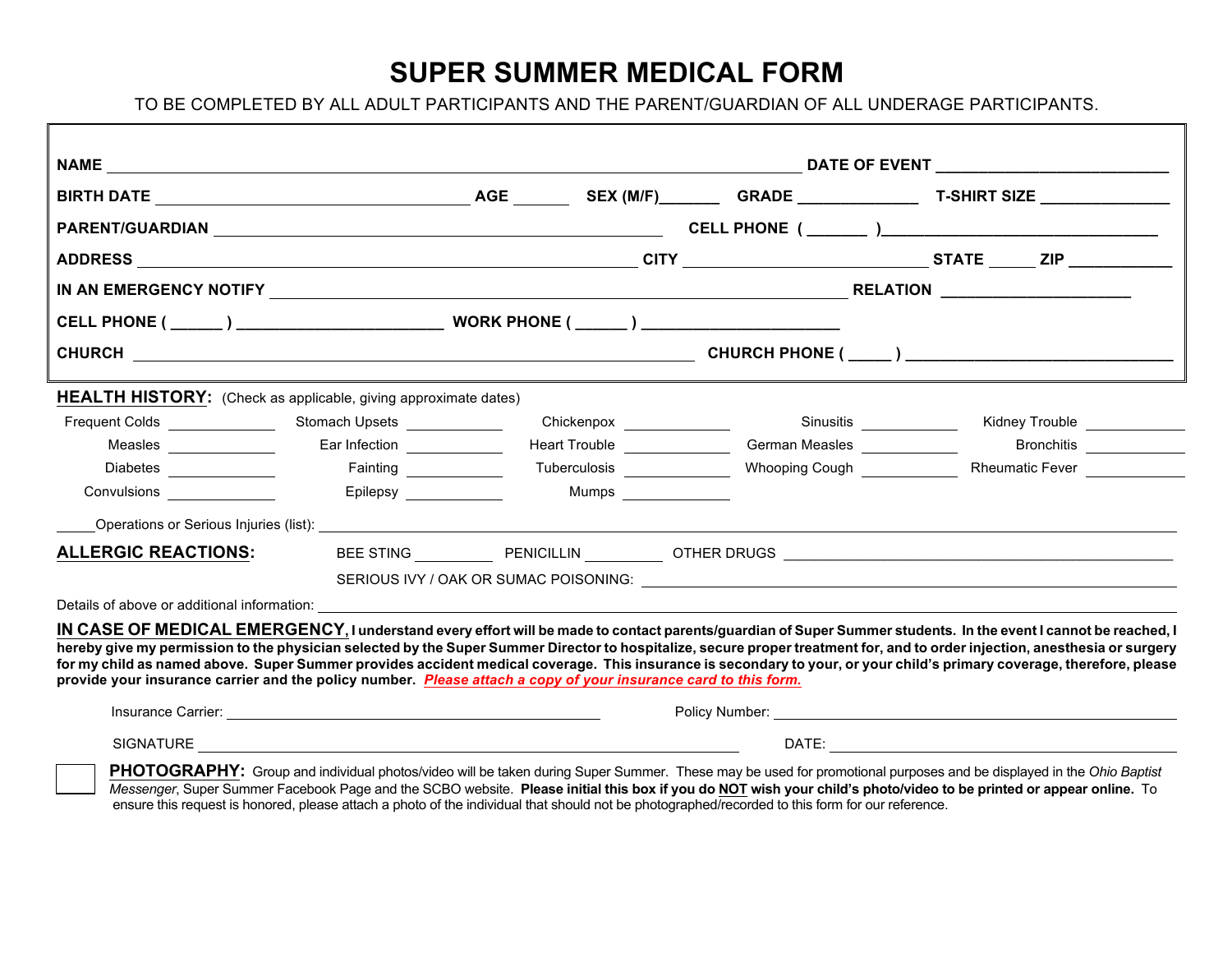# SUPER SUMMER MEDICAL FORM

TO BE COMPLETED BY ALL ADULT PARTICIPANTS AND THE PARENT/GUARDIAN OF ALL UNDERAGE PARTICIPANTS.

**NAME** ______________________________ **DATE OF EVENT** ______________

**BIRTH DATE** ______________ **AGE** ______ **SEX (M/F)**______ **GRADE** ____________ **T-SHIRT SIZE** ____________

**PARENT/GUARDIAN** ______________________________ **CELL PHONE ( ______ )**______________________

**ADDRESS** ______________________________ **CITY** ______________ **STATE** _____ **ZIP** __________

**IN AN EMERGENCY NOTIFY** ______________________________ **RELATION** ____________________

**CELL PHONE ( ______ )** ______________________ **WORK PHONE ( ______ )** ______________________

**CHURCH** ______________________________ **CHURCH PHONE ( _____ )** ____________________________

## HEALTH HISTORY:

(Check as applicable, giving approximate dates)

| | | | | | | | | | |
|---|---|---|---|---|---|---|---|---|---|
| Frequent Colds | ______ | Stomach Upsets | ______ | Chickenpox | ______ | Sinusitis | ______ | Kidney Trouble | ______ |
| Measles | ______ | Ear Infection | ______ | Heart Trouble | ______ | German Measles | ______ | Bronchitis | ______ |
| Diabetes | ______ | Fainting | ______ | Tuberculosis | ______ | Whooping Cough | ______ | Rheumatic Fever | ______ |
| Convulsions | ______ | Epilepsy | ______ | Mumps | ______ | | | | |

_____Operations or Serious Injuries (list): ______________________________

## ALLERGIC REACTIONS:

BEE STING ________ PENICILLIN ________ OTHER DRUGS ______________________________

SERIOUS IVY / OAK OR SUMAC POISONING: ______________________________

Details of above or additional information: ______________________________

**IN CASE OF MEDICAL EMERGENCY, I understand every effort will be made to contact parents/guardian of Super Summer students. In the event I cannot be reached, I hereby give my permission to the physician selected by the Super Summer Director to hospitalize, secure proper treatment for, and to order injection, anesthesia or surgery for my child as named above. Super Summer provides accident medical coverage. This insurance is secondary to your, or your child's primary coverage, therefore, please provide your insurance carrier and the policy number.** ***Please attach a copy of your insurance card to this form.***

Insurance Carrier: ______________________________ Policy Number: ______________________________

SIGNATURE ______________________________ DATE: ______________________________

☐ **PHOTOGRAPHY:** Group and individual photos/video will be taken during Super Summer. These may be used for promotional purposes and be displayed in the *Ohio Baptist Messenger*, Super Summer Facebook Page and the SCBO website. **Please initial this box if you do NOT wish your child's photo/video to be printed or appear online.** To ensure this request is honored, please attach a photo of the individual that should not be photographed/recorded to this form for our reference.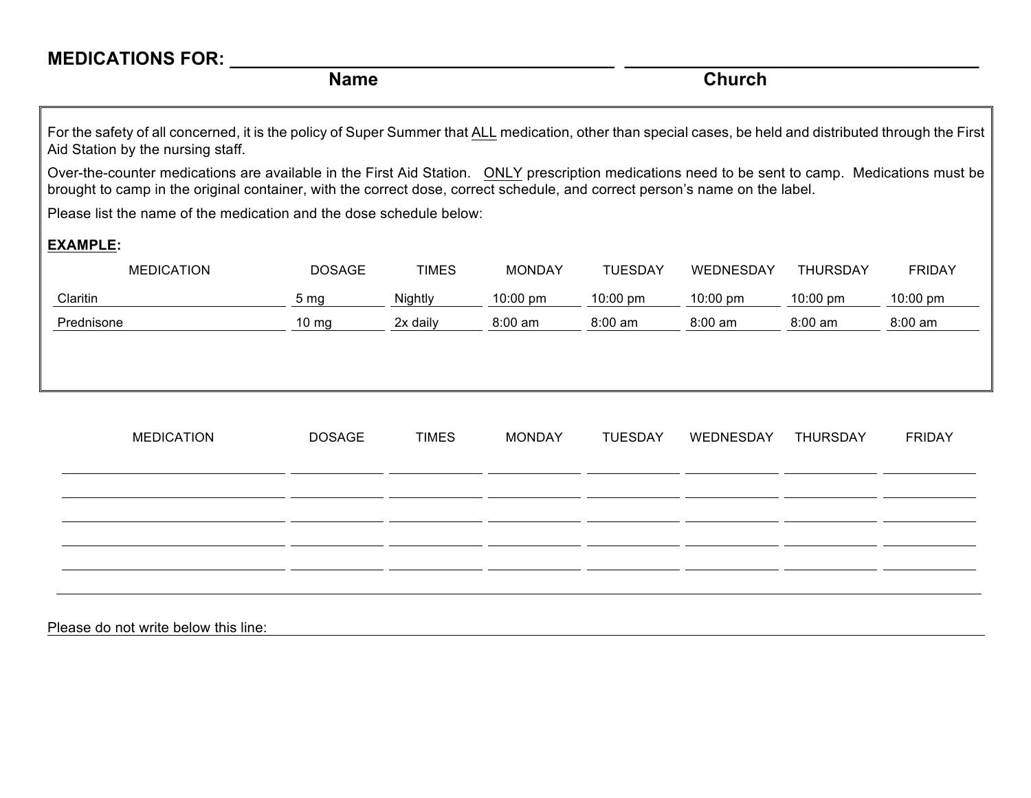**MEDICATIONS FOR:** ______________________________ ______________________________

Name | Church

For the safety of all concerned, it is the policy of Super Summer that ALL medication, other than special cases, be held and distributed through the First Aid Station by the nursing staff.

Over-the-counter medications are available in the First Aid Station. ONLY prescription medications need to be sent to camp. Medications must be brought to camp in the original container, with the correct dose, correct schedule, and correct person's name on the label.

Please list the name of the medication and the dose schedule below:

**EXAMPLE:**

| MEDICATION | DOSAGE | TIMES | MONDAY | TUESDAY | WEDNESDAY | THURSDAY | FRIDAY |
|---|---|---|---|---|---|---|---|
| Claritin | 5 mg | Nightly | 10:00 pm | 10:00 pm | 10:00 pm | 10:00 pm | 10:00 pm |
| Prednisone | 10 mg | 2x daily | 8:00 am | 8:00 am | 8:00 am | 8:00 am | 8:00 am |

| MEDICATION | DOSAGE | TIMES | MONDAY | TUESDAY | WEDNESDAY | THURSDAY | FRIDAY |
|---|---|---|---|---|---|---|---|
| | | | | | | | |
| | | | | | | | |
| | | | | | | | |
| | | | | | | | |
| | | | | | | | |

Please do not write below this line: